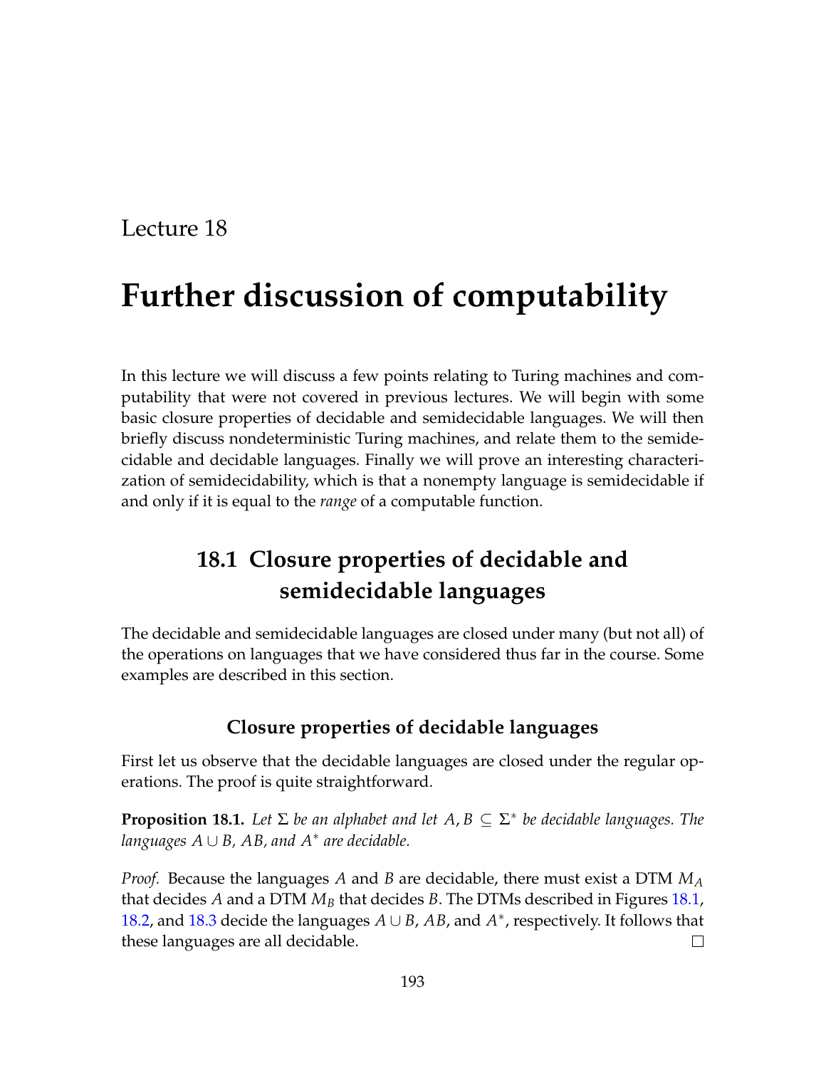Lecture 18

# Further discussion of computability

In this lecture we will discuss a few points relating to Turing machines and computability that were not covered in previous lectures. We will begin with some basic closure properties of decidable and semidecidable languages. We will then briefly discuss nondeterministic Turing machines, and relate them to the semidecidable and decidable languages. Finally we will prove an interesting characterization of semidecidability, which is that a nonempty language is semidecidable if and only if it is equal to the *range* of a computable function.

## 18.1 Closure properties of decidable and semidecidable languages

The decidable and semidecidable languages are closed under many (but not all) of the operations on languages that we have considered thus far in the course. Some examples are described in this section.

### Closure properties of decidable languages

First let us observe that the decidable languages are closed under the regular operations. The proof is quite straightforward.

**Proposition 18.1.** *Let $\Sigma$ be an alphabet and let $A, B \subseteq \Sigma^*$ be decidable languages. The languages $A \cup B$, $AB$, and $A^*$ are decidable.*

*Proof.* Because the languages $A$ and $B$ are decidable, there must exist a DTM $M_A$ that decides $A$ and a DTM $M_B$ that decides $B$. The DTMs described in Figures 18.1, 18.2, and 18.3 decide the languages $A \cup B$, $AB$, and $A^*$, respectively. It follows that these languages are all decidable. □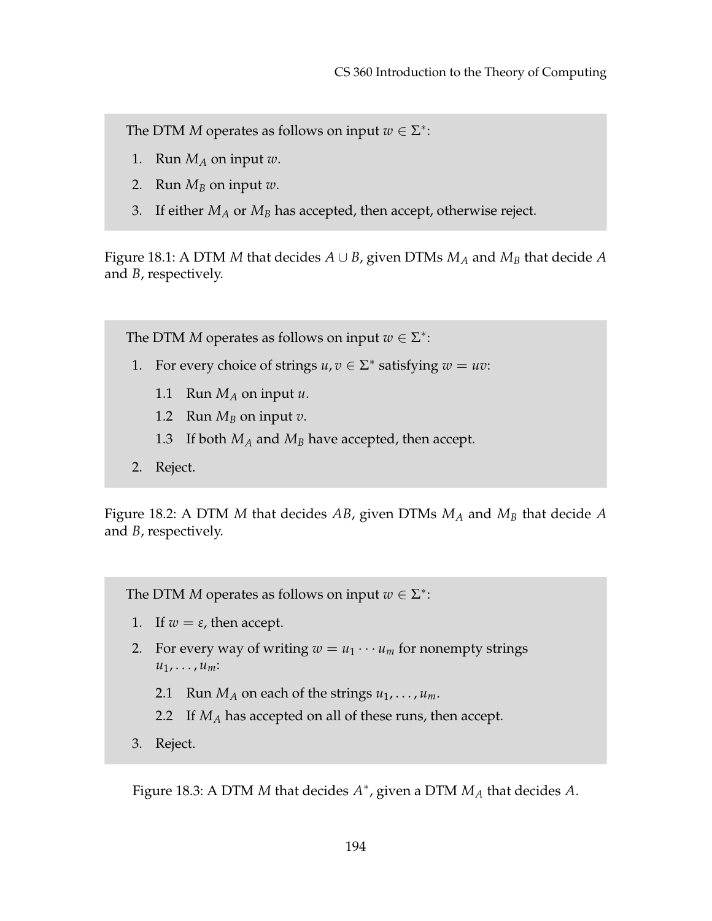The DTM $M$ operates as follows on input $w \in \Sigma^*$:

1. Run $M_A$ on input $w$.
2. Run $M_B$ on input $w$.
3. If either $M_A$ or $M_B$ has accepted, then accept, otherwise reject.

Figure 18.1: A DTM $M$ that decides $A \cup B$, given DTMs $M_A$ and $M_B$ that decide $A$ and $B$, respectively.

The DTM $M$ operates as follows on input $w \in \Sigma^*$:

1. For every choice of strings $u, v \in \Sigma^*$ satisfying $w = uv$:

   1.1 Run $M_A$ on input $u$.

   1.2 Run $M_B$ on input $v$.

   1.3 If both $M_A$ and $M_B$ have accepted, then accept.

2. Reject.

Figure 18.2: A DTM $M$ that decides $AB$, given DTMs $M_A$ and $M_B$ that decide $A$ and $B$, respectively.

The DTM $M$ operates as follows on input $w \in \Sigma^*$:

1. If $w = \varepsilon$, then accept.
2. For every way of writing $w = u_1 \cdots u_m$ for nonempty strings $u_1, \ldots, u_m$:

   2.1 Run $M_A$ on each of the strings $u_1, \ldots, u_m$.

   2.2 If $M_A$ has accepted on all of these runs, then accept.

3. Reject.

Figure 18.3: A DTM $M$ that decides $A^*$, given a DTM $M_A$ that decides $A$.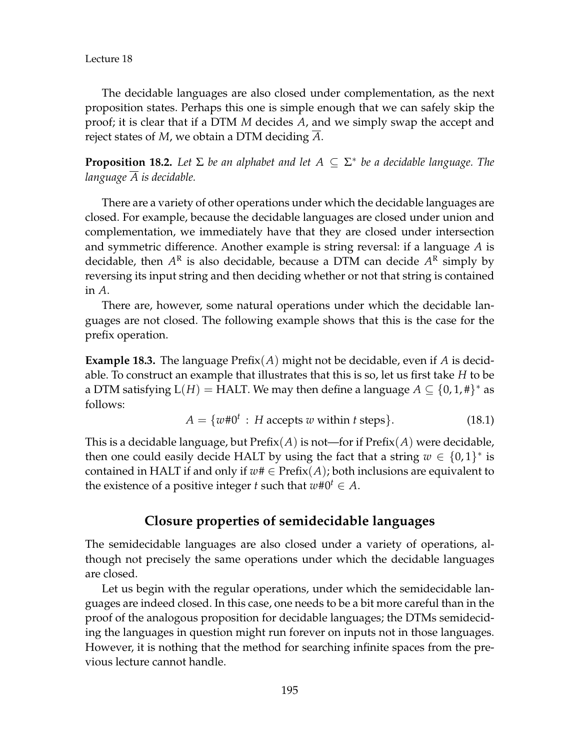The decidable languages are also closed under complementation, as the next proposition states. Perhaps this one is simple enough that we can safely skip the proof; it is clear that if a DTM $M$ decides $A$, and we simply swap the accept and reject states of $M$, we obtain a DTM deciding $\overline{A}$.

**Proposition 18.2.** *Let $\Sigma$ be an alphabet and let $A \subseteq \Sigma^*$ be a decidable language. The language $\overline{A}$ is decidable.*

There are a variety of other operations under which the decidable languages are closed. For example, because the decidable languages are closed under union and complementation, we immediately have that they are closed under intersection and symmetric difference. Another example is string reversal: if a language $A$ is decidable, then $A^{\mathrm{R}}$ is also decidable, because a DTM can decide $A^{\mathrm{R}}$ simply by reversing its input string and then deciding whether or not that string is contained in $A$.

There are, however, some natural operations under which the decidable languages are not closed. The following example shows that this is the case for the prefix operation.

**Example 18.3.** The language $\text{Prefix}(A)$ might not be decidable, even if $A$ is decidable. To construct an example that illustrates that this is so, let us first take $H$ to be a DTM satisfying $\mathrm{L}(H) = \text{HALT}$. We may then define a language $A \subseteq \{0, 1, \#\}^*$ as follows:

$$A = \{w\#0^t \, : \, H \text{ accepts } w \text{ within } t \text{ steps}\}. \tag{18.1}$$

This is a decidable language, but $\text{Prefix}(A)$ is not—for if $\text{Prefix}(A)$ were decidable, then one could easily decide HALT by using the fact that a string $w \in \{0,1\}^*$ is contained in HALT if and only if $w\# \in \text{Prefix}(A)$; both inclusions are equivalent to the existence of a positive integer $t$ such that $w\#0^t \in A$.

## Closure properties of semidecidable languages

The semidecidable languages are also closed under a variety of operations, although not precisely the same operations under which the decidable languages are closed.

Let us begin with the regular operations, under which the semidecidable languages are indeed closed. In this case, one needs to be a bit more careful than in the proof of the analogous proposition for decidable languages; the DTMs semideciding the languages in question might run forever on inputs not in those languages. However, it is nothing that the method for searching infinite spaces from the previous lecture cannot handle.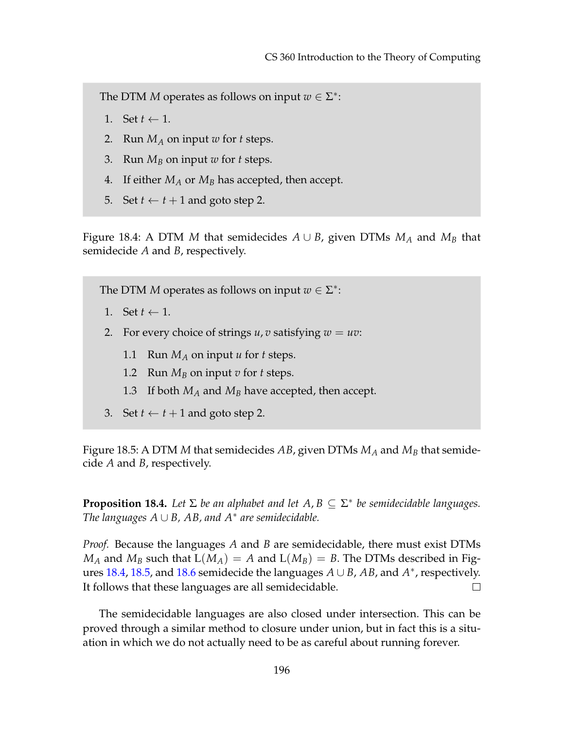The DTM $M$ operates as follows on input $w \in \Sigma^*$:

1. Set $t \leftarrow 1$.
2. Run $M_A$ on input $w$ for $t$ steps.
3. Run $M_B$ on input $w$ for $t$ steps.
4. If either $M_A$ or $M_B$ has accepted, then accept.
5. Set $t \leftarrow t + 1$ and goto step 2.

Figure 18.4: A DTM $M$ that semidecides $A \cup B$, given DTMs $M_A$ and $M_B$ that semidecide $A$ and $B$, respectively.

The DTM $M$ operates as follows on input $w \in \Sigma^*$:

1. Set $t \leftarrow 1$.
2. For every choice of strings $u, v$ satisfying $w = uv$:
   - 1.1 Run $M_A$ on input $u$ for $t$ steps.
   - 1.2 Run $M_B$ on input $v$ for $t$ steps.
   - 1.3 If both $M_A$ and $M_B$ have accepted, then accept.
3. Set $t \leftarrow t + 1$ and goto step 2.

Figure 18.5: A DTM $M$ that semidecides $AB$, given DTMs $M_A$ and $M_B$ that semidecide $A$ and $B$, respectively.

**Proposition 18.4.** *Let $\Sigma$ be an alphabet and let $A, B \subseteq \Sigma^*$ be semidecidable languages. The languages $A \cup B$, $AB$, and $A^*$ are semidecidable.*

*Proof.* Because the languages $A$ and $B$ are semidecidable, there must exist DTMs $M_A$ and $M_B$ such that $\mathrm{L}(M_A) = A$ and $\mathrm{L}(M_B) = B$. The DTMs described in Figures 18.4, 18.5, and 18.6 semidecide the languages $A \cup B$, $AB$, and $A^*$, respectively. It follows that these languages are all semidecidable. □

The semidecidable languages are also closed under intersection. This can be proved through a similar method to closure under union, but in fact this is a situation in which we do not actually need to be as careful about running forever.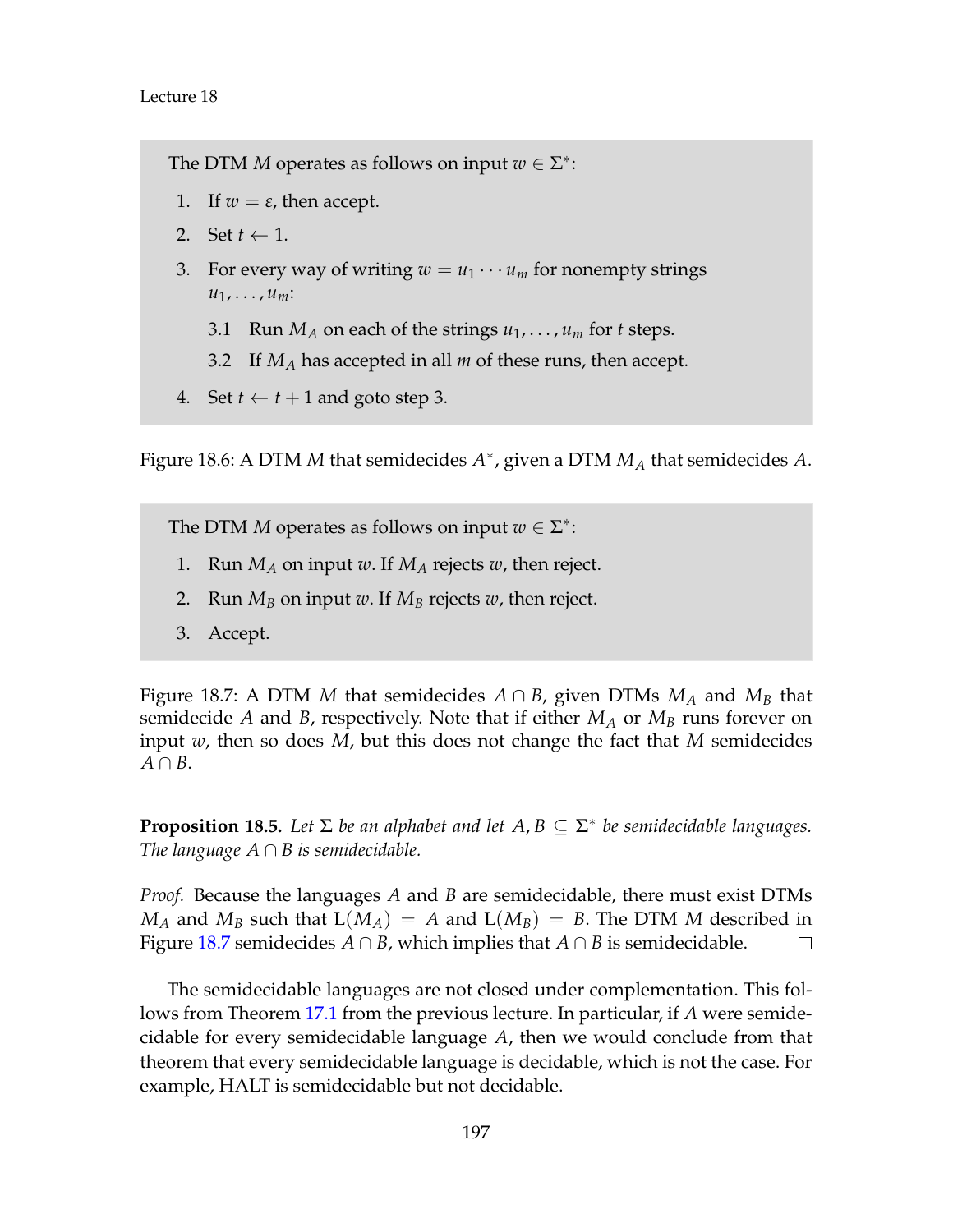The DTM $M$ operates as follows on input $w \in \Sigma^*$:

1. If $w = \varepsilon$, then accept.
2. Set $t \leftarrow 1$.
3. For every way of writing $w = u_1 \cdots u_m$ for nonempty strings $u_1, \ldots, u_m$:

   3.1 Run $M_A$ on each of the strings $u_1, \ldots, u_m$ for $t$ steps.

   3.2 If $M_A$ has accepted in all $m$ of these runs, then accept.

4. Set $t \leftarrow t + 1$ and goto step 3.

Figure 18.6: A DTM $M$ that semidecides $A^*$, given a DTM $M_A$ that semidecides $A$.

The DTM $M$ operates as follows on input $w \in \Sigma^*$:

1. Run $M_A$ on input $w$. If $M_A$ rejects $w$, then reject.
2. Run $M_B$ on input $w$. If $M_B$ rejects $w$, then reject.
3. Accept.

Figure 18.7: A DTM $M$ that semidecides $A \cap B$, given DTMs $M_A$ and $M_B$ that semidecide $A$ and $B$, respectively. Note that if either $M_A$ or $M_B$ runs forever on input $w$, then so does $M$, but this does not change the fact that $M$ semidecides $A \cap B$.

**Proposition 18.5.** *Let $\Sigma$ be an alphabet and let $A, B \subseteq \Sigma^*$ be semidecidable languages. The language $A \cap B$ is semidecidable.*

*Proof.* Because the languages $A$ and $B$ are semidecidable, there must exist DTMs $M_A$ and $M_B$ such that $\mathrm{L}(M_A) = A$ and $\mathrm{L}(M_B) = B$. The DTM $M$ described in Figure 18.7 semidecides $A \cap B$, which implies that $A \cap B$ is semidecidable. □

The semidecidable languages are not closed under complementation. This follows from Theorem 17.1 from the previous lecture. In particular, if $\overline{A}$ were semidecidable for every semidecidable language $A$, then we would conclude from that theorem that every semidecidable language is decidable, which is not the case. For example, HALT is semidecidable but not decidable.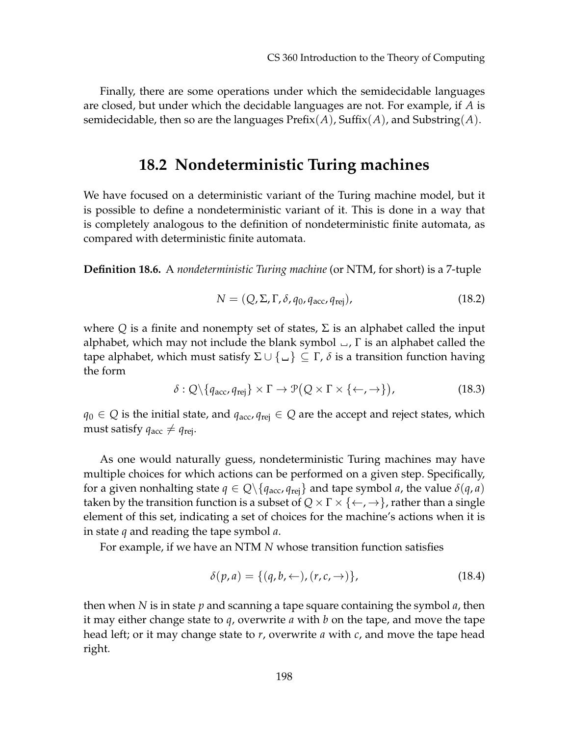Finally, there are some operations under which the semidecidable languages are closed, but under which the decidable languages are not. For example, if $A$ is semidecidable, then so are the languages $\text{Prefix}(A)$, $\text{Suffix}(A)$, and $\text{Substring}(A)$.

## 18.2 Nondeterministic Turing machines

We have focused on a deterministic variant of the Turing machine model, but it is possible to define a nondeterministic variant of it. This is done in a way that is completely analogous to the definition of nondeterministic finite automata, as compared with deterministic finite automata.

**Definition 18.6.** A *nondeterministic Turing machine* (or NTM, for short) is a 7-tuple

$$N = (Q, \Sigma, \Gamma, \delta, q_0, q_{\text{acc}}, q_{\text{rej}}), \tag{18.2}$$

where $Q$ is a finite and nonempty set of states, $\Sigma$ is an alphabet called the input alphabet, which may not include the blank symbol $\sqcup$, $\Gamma$ is an alphabet called the tape alphabet, which must satisfy $\Sigma \cup \{\sqcup\} \subseteq \Gamma$, $\delta$ is a transition function having the form

$$\delta : Q \backslash \{q_{\text{acc}}, q_{\text{rej}}\} \times \Gamma \rightarrow \mathcal{P}\big(Q \times \Gamma \times \{\leftarrow, \rightarrow\}\big), \tag{18.3}$$

$q_0 \in Q$ is the initial state, and $q_{\text{acc}}, q_{\text{rej}} \in Q$ are the accept and reject states, which must satisfy $q_{\text{acc}} \neq q_{\text{rej}}$.

As one would naturally guess, nondeterministic Turing machines may have multiple choices for which actions can be performed on a given step. Specifically, for a given nonhalting state $q \in Q \backslash \{q_{\text{acc}}, q_{\text{rej}}\}$ and tape symbol $a$, the value $\delta(q, a)$ taken by the transition function is a subset of $Q \times \Gamma \times \{\leftarrow, \rightarrow\}$, rather than a single element of this set, indicating a set of choices for the machine's actions when it is in state $q$ and reading the tape symbol $a$.

For example, if we have an NTM $N$ whose transition function satisfies

$$\delta(p, a) = \{(q, b, \leftarrow), (r, c, \rightarrow)\}, \tag{18.4}$$

then when $N$ is in state $p$ and scanning a tape square containing the symbol $a$, then it may either change state to $q$, overwrite $a$ with $b$ on the tape, and move the tape head left; or it may change state to $r$, overwrite $a$ with $c$, and move the tape head right.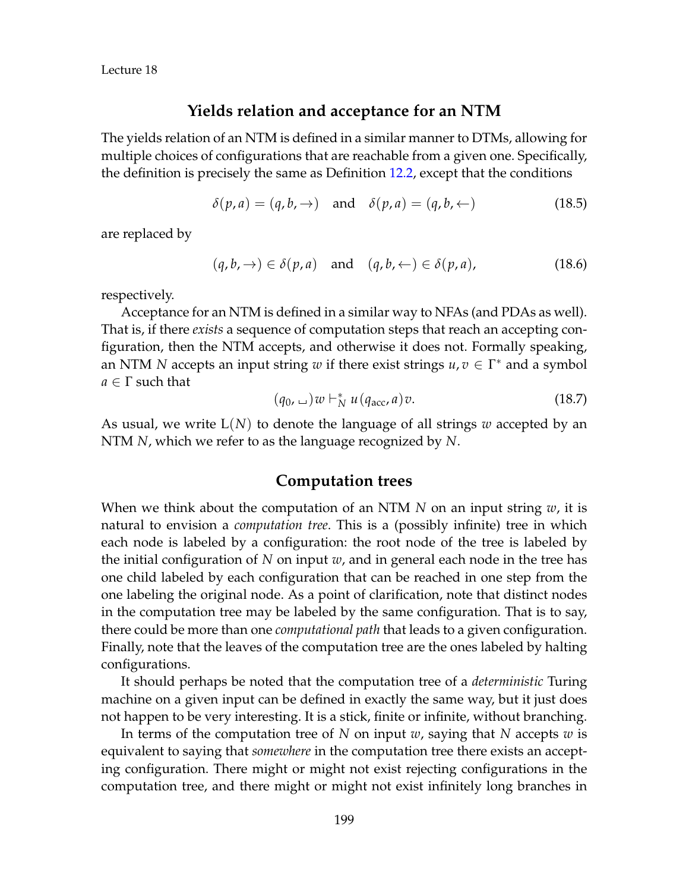## Yields relation and acceptance for an NTM

The yields relation of an NTM is defined in a similar manner to DTMs, allowing for multiple choices of configurations that are reachable from a given one. Specifically, the definition is precisely the same as Definition 12.2, except that the conditions

$$\delta(p,a) = (q,b,\rightarrow) \quad \text{and} \quad \delta(p,a) = (q,b,\leftarrow) \tag{18.5}$$

are replaced by

$$(q,b,\rightarrow) \in \delta(p,a) \quad \text{and} \quad (q,b,\leftarrow) \in \delta(p,a), \tag{18.6}$$

respectively.

Acceptance for an NTM is defined in a similar way to NFAs (and PDAs as well). That is, if there *exists* a sequence of computation steps that reach an accepting configuration, then the NTM accepts, and otherwise it does not. Formally speaking, an NTM $N$ accepts an input string $w$ if there exist strings $u, v \in \Gamma^*$ and a symbol $a \in \Gamma$ such that

$$(q_0, \sqcup)w \vdash_N^* u(q_{\text{acc}}, a)v. \tag{18.7}$$

As usual, we write $\mathrm{L}(N)$ to denote the language of all strings $w$ accepted by an NTM $N$, which we refer to as the language recognized by $N$.

## Computation trees

When we think about the computation of an NTM $N$ on an input string $w$, it is natural to envision a *computation tree*. This is a (possibly infinite) tree in which each node is labeled by a configuration: the root node of the tree is labeled by the initial configuration of $N$ on input $w$, and in general each node in the tree has one child labeled by each configuration that can be reached in one step from the one labeling the original node. As a point of clarification, note that distinct nodes in the computation tree may be labeled by the same configuration. That is to say, there could be more than one *computational path* that leads to a given configuration. Finally, note that the leaves of the computation tree are the ones labeled by halting configurations.

It should perhaps be noted that the computation tree of a *deterministic* Turing machine on a given input can be defined in exactly the same way, but it just does not happen to be very interesting. It is a stick, finite or infinite, without branching.

In terms of the computation tree of $N$ on input $w$, saying that $N$ accepts $w$ is equivalent to saying that *somewhere* in the computation tree there exists an accepting configuration. There might or might not exist rejecting configurations in the computation tree, and there might or might not exist infinitely long branches in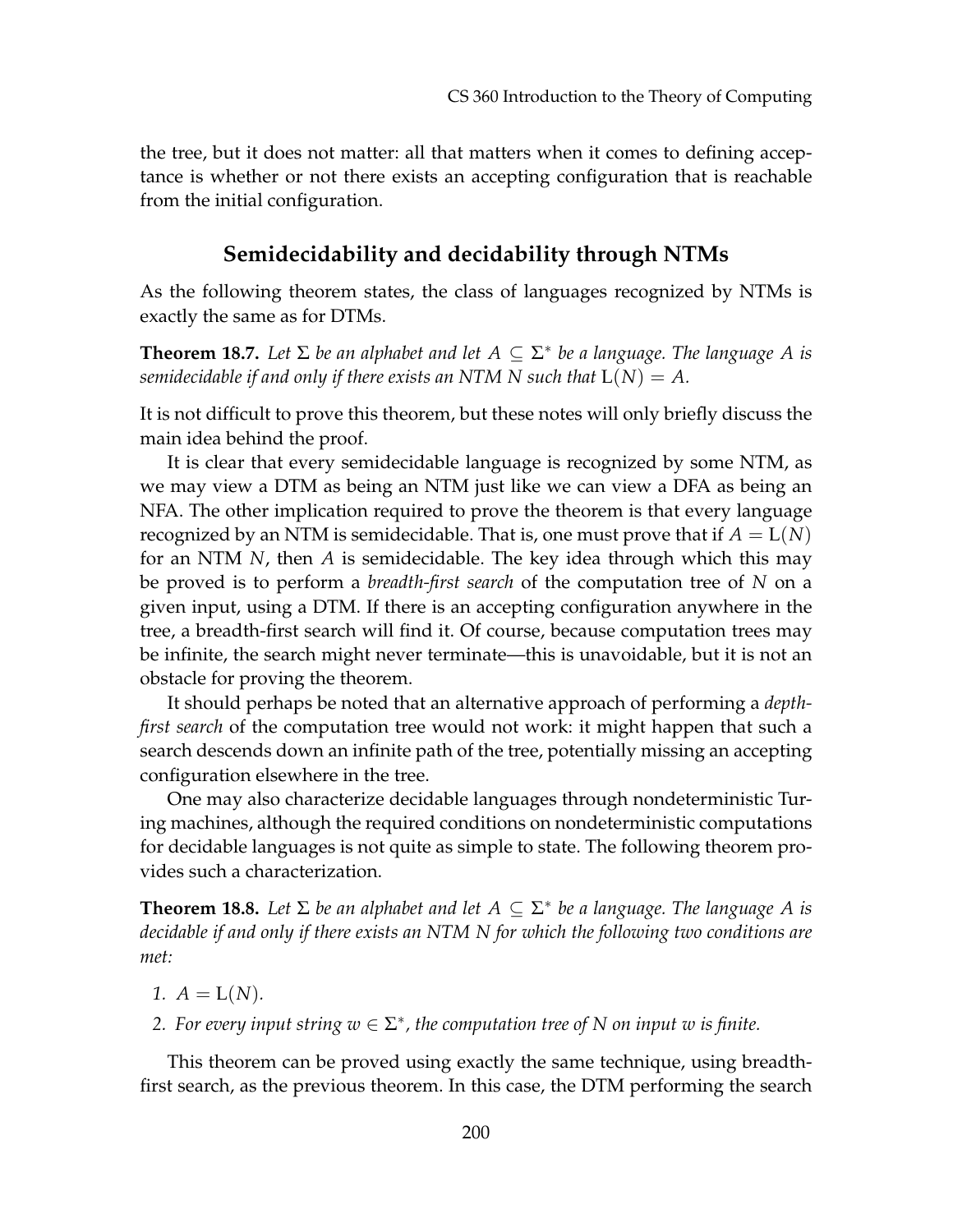the tree, but it does not matter: all that matters when it comes to defining acceptance is whether or not there exists an accepting configuration that is reachable from the initial configuration.

## Semidecidability and decidability through NTMs

As the following theorem states, the class of languages recognized by NTMs is exactly the same as for DTMs.

**Theorem 18.7.** *Let $\Sigma$ be an alphabet and let $A \subseteq \Sigma^*$ be a language. The language $A$ is semidecidable if and only if there exists an NTM $N$ such that $\mathrm{L}(N) = A$.*

It is not difficult to prove this theorem, but these notes will only briefly discuss the main idea behind the proof.

It is clear that every semidecidable language is recognized by some NTM, as we may view a DTM as being an NTM just like we can view a DFA as being an NFA. The other implication required to prove the theorem is that every language recognized by an NTM is semidecidable. That is, one must prove that if $A = \mathrm{L}(N)$ for an NTM $N$, then $A$ is semidecidable. The key idea through which this may be proved is to perform a *breadth-first search* of the computation tree of $N$ on a given input, using a DTM. If there is an accepting configuration anywhere in the tree, a breadth-first search will find it. Of course, because computation trees may be infinite, the search might never terminate—this is unavoidable, but it is not an obstacle for proving the theorem.

It should perhaps be noted that an alternative approach of performing a *depth-first search* of the computation tree would not work: it might happen that such a search descends down an infinite path of the tree, potentially missing an accepting configuration elsewhere in the tree.

One may also characterize decidable languages through nondeterministic Turing machines, although the required conditions on nondeterministic computations for decidable languages is not quite as simple to state. The following theorem provides such a characterization.

**Theorem 18.8.** *Let $\Sigma$ be an alphabet and let $A \subseteq \Sigma^*$ be a language. The language $A$ is decidable if and only if there exists an NTM $N$ for which the following two conditions are met:*

1. *$A = \mathrm{L}(N)$.*
2. *For every input string $w \in \Sigma^*$, the computation tree of $N$ on input $w$ is finite.*

This theorem can be proved using exactly the same technique, using breadth-first search, as the previous theorem. In this case, the DTM performing the search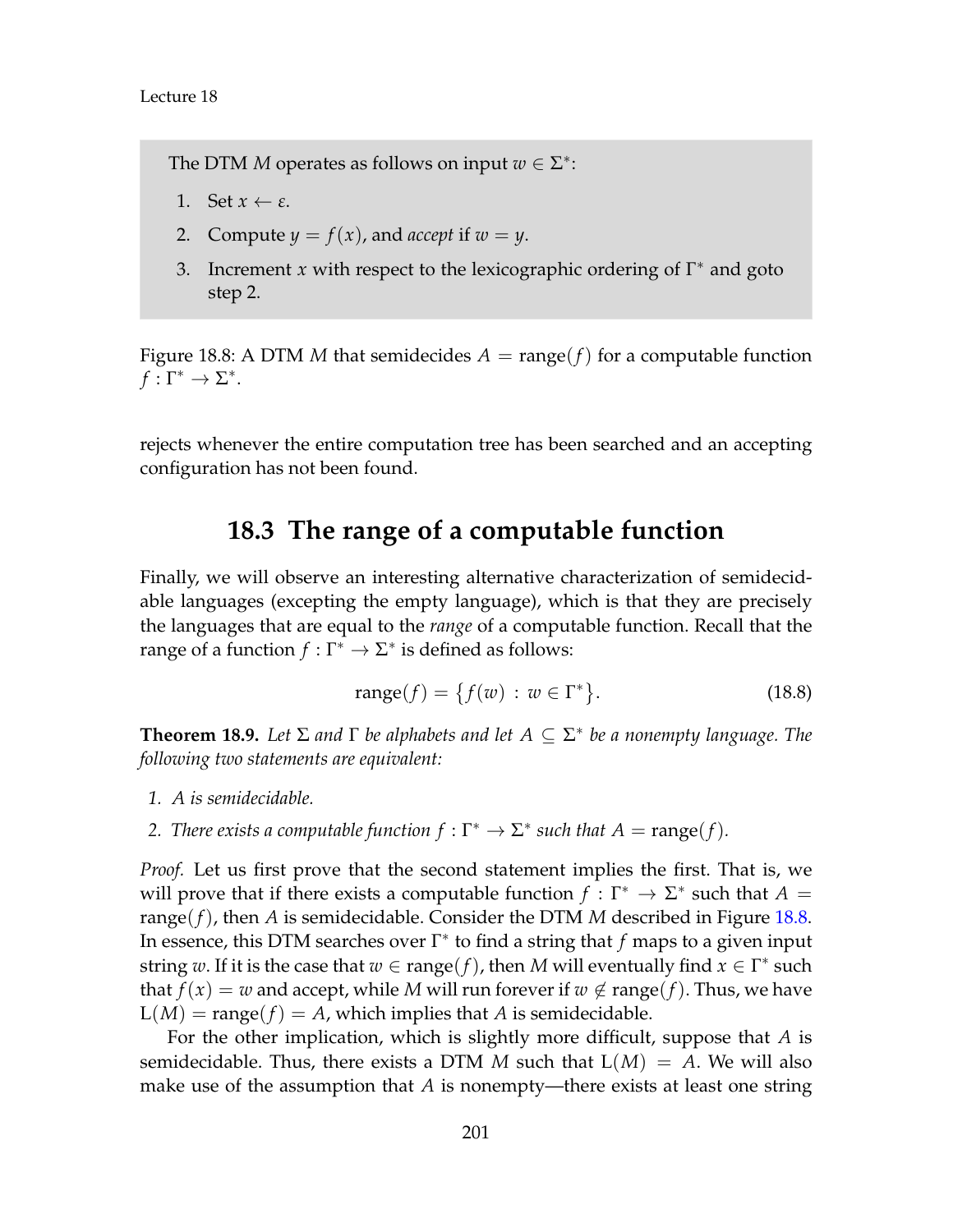> The DTM $M$ operates as follows on input $w \in \Sigma^*$:
>
> 1. Set $x \leftarrow \varepsilon$.
> 2. Compute $y = f(x)$, and *accept* if $w = y$.
> 3. Increment $x$ with respect to the lexicographic ordering of $\Gamma^*$ and goto step 2.

Figure 18.8: A DTM $M$ that semidecides $A = \text{range}(f)$ for a computable function $f : \Gamma^* \to \Sigma^*$.

rejects whenever the entire computation tree has been searched and an accepting configuration has not been found.

## 18.3 The range of a computable function

Finally, we will observe an interesting alternative characterization of semidecidable languages (excepting the empty language), which is that they are precisely the languages that are equal to the *range* of a computable function. Recall that the range of a function $f : \Gamma^* \to \Sigma^*$ is defined as follows:

$$\text{range}(f) = \{ f(w) \,:\, w \in \Gamma^* \}. \tag{18.8}$$

**Theorem 18.9.** *Let $\Sigma$ and $\Gamma$ be alphabets and let $A \subseteq \Sigma^*$ be a nonempty language. The following two statements are equivalent:*

1. *$A$ is semidecidable.*
2. *There exists a computable function $f : \Gamma^* \to \Sigma^*$ such that $A = \text{range}(f)$.*

*Proof.* Let us first prove that the second statement implies the first. That is, we will prove that if there exists a computable function $f : \Gamma^* \to \Sigma^*$ such that $A = \text{range}(f)$, then $A$ is semidecidable. Consider the DTM $M$ described in Figure 18.8. In essence, this DTM searches over $\Gamma^*$ to find a string that $f$ maps to a given input string $w$. If it is the case that $w \in \text{range}(f)$, then $M$ will eventually find $x \in \Gamma^*$ such that $f(x) = w$ and accept, while $M$ will run forever if $w \notin \text{range}(f)$. Thus, we have $\text{L}(M) = \text{range}(f) = A$, which implies that $A$ is semidecidable.

For the other implication, which is slightly more difficult, suppose that $A$ is semidecidable. Thus, there exists a DTM $M$ such that $\text{L}(M) = A$. We will also make use of the assumption that $A$ is nonempty—there exists at least one string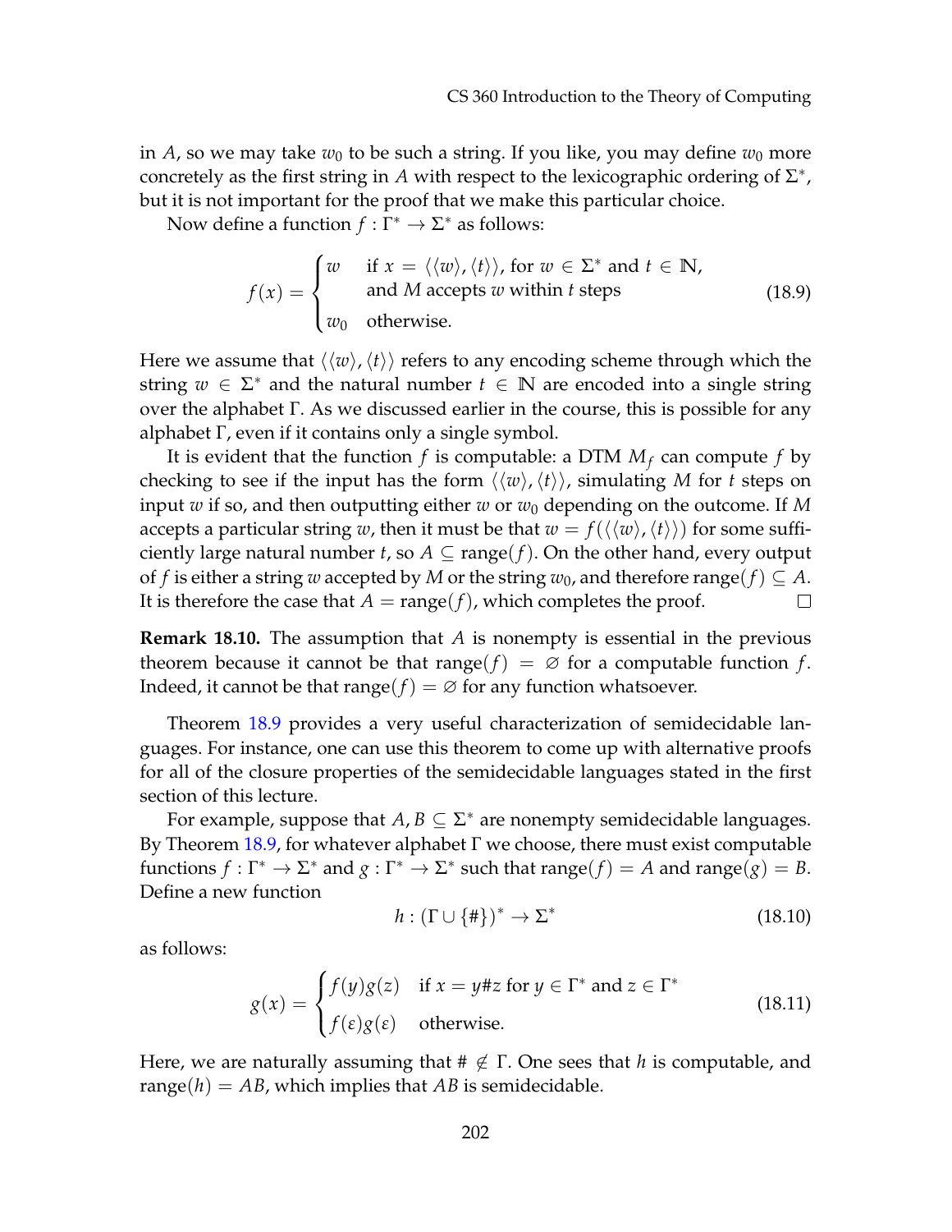in $A$, so we may take $w_0$ to be such a string. If you like, you may define $w_0$ more concretely as the first string in $A$ with respect to the lexicographic ordering of $\Sigma^*$, but it is not important for the proof that we make this particular choice.

Now define a function $f : \Gamma^* \rightarrow \Sigma^*$ as follows:

$$f(x) = \begin{cases} w & \text{if } x = \langle\langle w\rangle, \langle t\rangle\rangle, \text{ for } w \in \Sigma^* \text{ and } t \in \mathbb{N}, \\ & \text{and } M \text{ accepts } w \text{ within } t \text{ steps} \\ w_0 & \text{otherwise.} \end{cases} \tag{18.9}$$

Here we assume that $\langle\langle w\rangle, \langle t\rangle\rangle$ refers to any encoding scheme through which the string $w \in \Sigma^*$ and the natural number $t \in \mathbb{N}$ are encoded into a single string over the alphabet $\Gamma$. As we discussed earlier in the course, this is possible for any alphabet $\Gamma$, even if it contains only a single symbol.

It is evident that the function $f$ is computable: a DTM $M_f$ can compute $f$ by checking to see if the input has the form $\langle\langle w\rangle, \langle t\rangle\rangle$, simulating $M$ for $t$ steps on input $w$ if so, and then outputting either $w$ or $w_0$ depending on the outcome. If $M$ accepts a particular string $w$, then it must be that $w = f(\langle\langle w\rangle, \langle t\rangle\rangle)$ for some sufficiently large natural number $t$, so $A \subseteq \text{range}(f)$. On the other hand, every output of $f$ is either a string $w$ accepted by $M$ or the string $w_0$, and therefore $\text{range}(f) \subseteq A$. It is therefore the case that $A = \text{range}(f)$, which completes the proof. □

**Remark 18.10.** The assumption that $A$ is nonempty is essential in the previous theorem because it cannot be that $\text{range}(f) = \varnothing$ for a computable function $f$. Indeed, it cannot be that $\text{range}(f) = \varnothing$ for any function whatsoever.

Theorem 18.9 provides a very useful characterization of semidecidable languages. For instance, one can use this theorem to come up with alternative proofs for all of the closure properties of the semidecidable languages stated in the first section of this lecture.

For example, suppose that $A, B \subseteq \Sigma^*$ are nonempty semidecidable languages. By Theorem 18.9, for whatever alphabet $\Gamma$ we choose, there must exist computable functions $f : \Gamma^* \rightarrow \Sigma^*$ and $g : \Gamma^* \rightarrow \Sigma^*$ such that $\text{range}(f) = A$ and $\text{range}(g) = B$. Define a new function

$$h : (\Gamma \cup \{\#\})^* \rightarrow \Sigma^* \tag{18.10}$$

as follows:

$$g(x) = \begin{cases} f(y)g(z) & \text{if } x = y\#z \text{ for } y \in \Gamma^* \text{ and } z \in \Gamma^* \\ f(\varepsilon)g(\varepsilon) & \text{otherwise.} \end{cases} \tag{18.11}$$

Here, we are naturally assuming that $\# \notin \Gamma$. One sees that $h$ is computable, and $\text{range}(h) = AB$, which implies that $AB$ is semidecidable.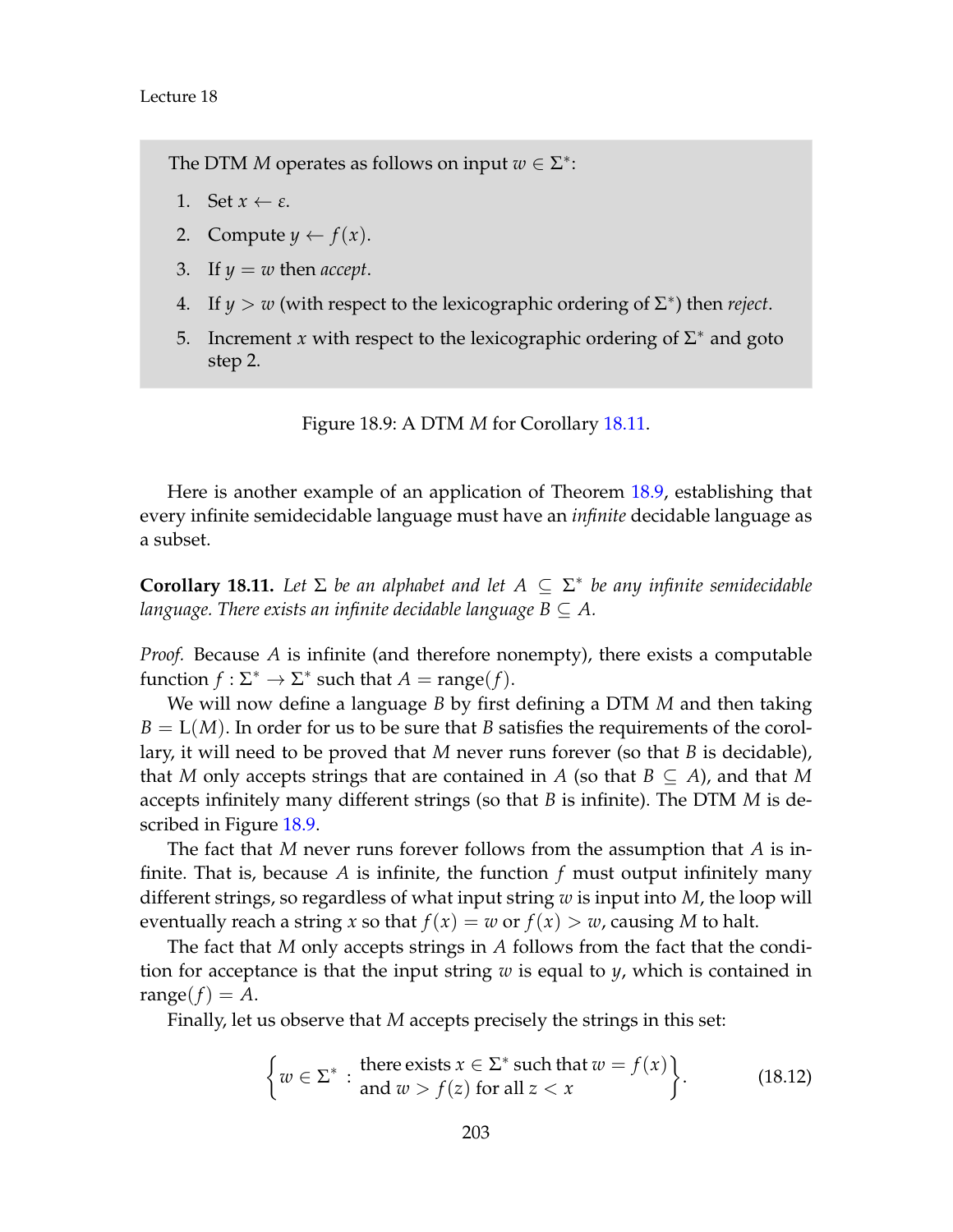The DTM $M$ operates as follows on input $w \in \Sigma^*$:

1. Set $x \leftarrow \varepsilon$.
2. Compute $y \leftarrow f(x)$.
3. If $y = w$ then *accept*.
4. If $y > w$ (with respect to the lexicographic ordering of $\Sigma^*$) then *reject*.
5. Increment $x$ with respect to the lexicographic ordering of $\Sigma^*$ and goto step 2.

Figure 18.9: A DTM $M$ for Corollary 18.11.

Here is another example of an application of Theorem 18.9, establishing that every infinite semidecidable language must have an *infinite* decidable language as a subset.

**Corollary 18.11.** *Let $\Sigma$ be an alphabet and let $A \subseteq \Sigma^*$ be any infinite semidecidable language. There exists an infinite decidable language $B \subseteq A$.*

*Proof.* Because $A$ is infinite (and therefore nonempty), there exists a computable function $f : \Sigma^* \to \Sigma^*$ such that $A = \text{range}(f)$.

We will now define a language $B$ by first defining a DTM $M$ and then taking $B = \text{L}(M)$. In order for us to be sure that $B$ satisfies the requirements of the corollary, it will need to be proved that $M$ never runs forever (so that $B$ is decidable), that $M$ only accepts strings that are contained in $A$ (so that $B \subseteq A$), and that $M$ accepts infinitely many different strings (so that $B$ is infinite). The DTM $M$ is described in Figure 18.9.

The fact that $M$ never runs forever follows from the assumption that $A$ is infinite. That is, because $A$ is infinite, the function $f$ must output infinitely many different strings, so regardless of what input string $w$ is input into $M$, the loop will eventually reach a string $x$ so that $f(x) = w$ or $f(x) > w$, causing $M$ to halt.

The fact that $M$ only accepts strings in $A$ follows from the fact that the condition for acceptance is that the input string $w$ is equal to $y$, which is contained in $\text{range}(f) = A$.

Finally, let us observe that $M$ accepts precisely the strings in this set:

$$\left\{ w \in \Sigma^* : \begin{array}{l} \text{there exists } x \in \Sigma^* \text{ such that } w = f(x) \\ \text{and } w > f(z) \text{ for all } z < x \end{array} \right\}. \tag{18.12}$$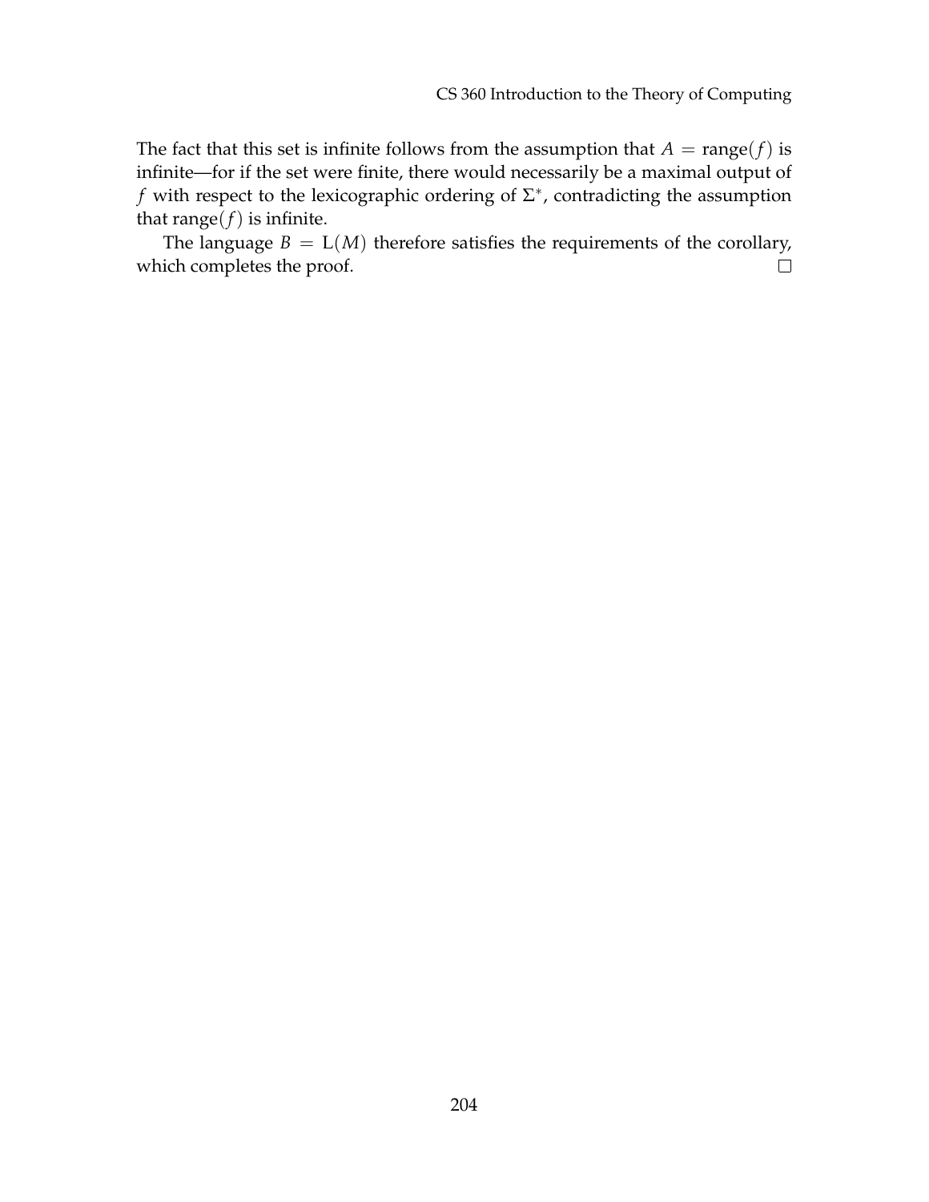The fact that this set is infinite follows from the assumption that $A = \text{range}(f)$ is infinite—for if the set were finite, there would necessarily be a maximal output of $f$ with respect to the lexicographic ordering of $\Sigma^*$, contradicting the assumption that $\text{range}(f)$ is infinite.

The language $B = \text{L}(M)$ therefore satisfies the requirements of the corollary, which completes the proof. □